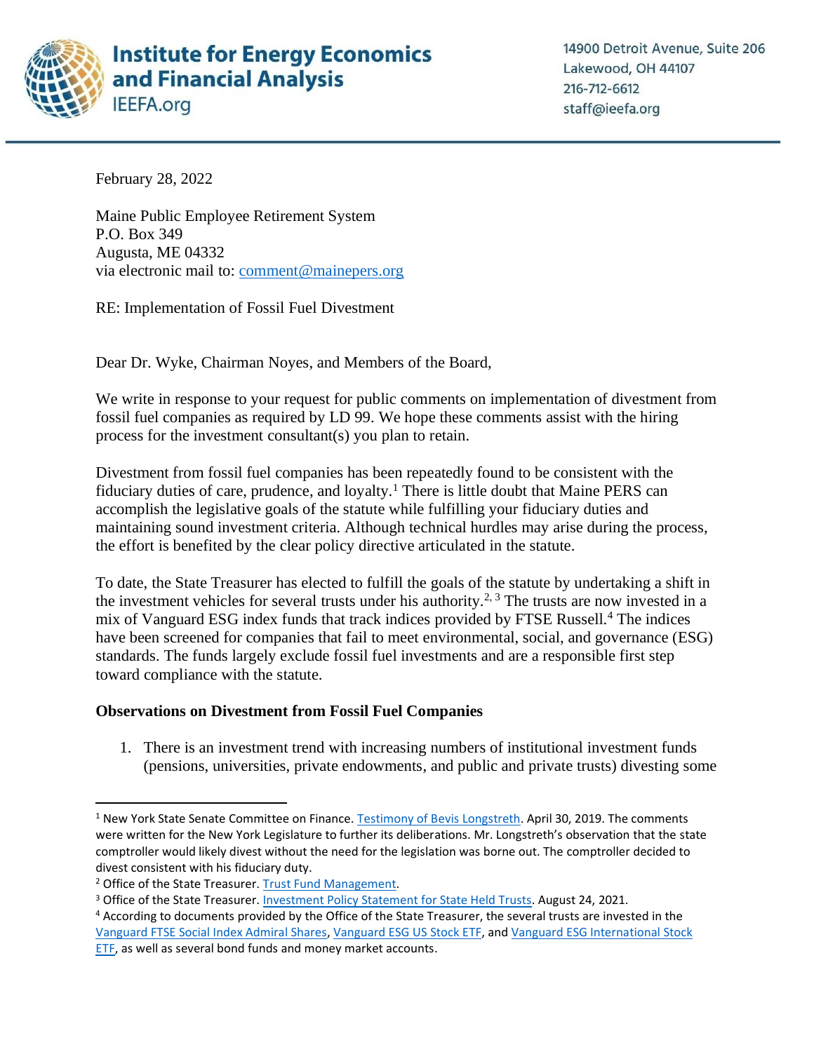**Institute for Energy Economics and Financial Analysis**
IEEFA.org

14900 Detroit Avenue, Suite 206
Lakewood, OH 44107
216-712-6612
staff@ieefa.org

February 28, 2022

Maine Public Employee Retirement System
P.O. Box 349
Augusta, ME 04332
via electronic mail to: comment@mainepers.org

RE: Implementation of Fossil Fuel Divestment

Dear Dr. Wyke, Chairman Noyes, and Members of the Board,

We write in response to your request for public comments on implementation of divestment from fossil fuel companies as required by LD 99. We hope these comments assist with the hiring process for the investment consultant(s) you plan to retain.

Divestment from fossil fuel companies has been repeatedly found to be consistent with the fiduciary duties of care, prudence, and loyalty.[1] There is little doubt that Maine PERS can accomplish the legislative goals of the statute while fulfilling your fiduciary duties and maintaining sound investment criteria. Although technical hurdles may arise during the process, the effort is benefited by the clear policy directive articulated in the statute.

To date, the State Treasurer has elected to fulfill the goals of the statute by undertaking a shift in the investment vehicles for several trusts under his authority.[2, 3] The trusts are now invested in a mix of Vanguard ESG index funds that track indices provided by FTSE Russell.[4] The indices have been screened for companies that fail to meet environmental, social, and governance (ESG) standards. The funds largely exclude fossil fuel investments and are a responsible first step toward compliance with the statute.

**Observations on Divestment from Fossil Fuel Companies**

1. There is an investment trend with increasing numbers of institutional investment funds (pensions, universities, private endowments, and public and private trusts) divesting some

---

[1] New York State Senate Committee on Finance. Testimony of Bevis Longstreth. April 30, 2019. The comments were written for the New York Legislature to further its deliberations. Mr. Longstreth's observation that the state comptroller would likely divest without the need for the legislation was borne out. The comptroller decided to divest consistent with his fiduciary duty.

[2] Office of the State Treasurer. Trust Fund Management.

[3] Office of the State Treasurer. Investment Policy Statement for State Held Trusts. August 24, 2021.

[4] According to documents provided by the Office of the State Treasurer, the several trusts are invested in the Vanguard FTSE Social Index Admiral Shares, Vanguard ESG US Stock ETF, and Vanguard ESG International Stock ETF, as well as several bond funds and money market accounts.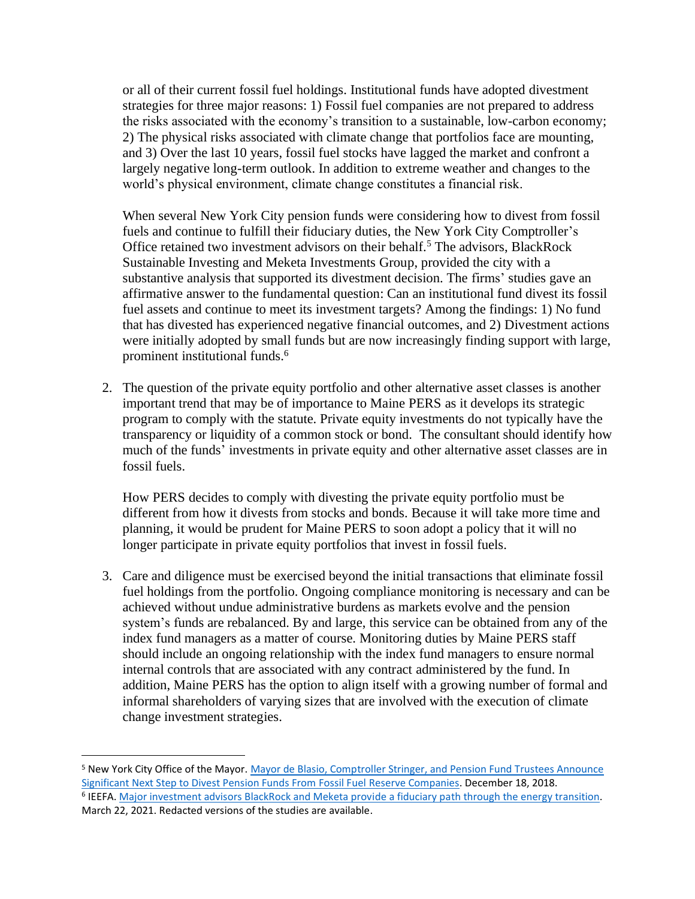or all of their current fossil fuel holdings. Institutional funds have adopted divestment strategies for three major reasons: 1) Fossil fuel companies are not prepared to address the risks associated with the economy's transition to a sustainable, low-carbon economy; 2) The physical risks associated with climate change that portfolios face are mounting, and 3) Over the last 10 years, fossil fuel stocks have lagged the market and confront a largely negative long-term outlook. In addition to extreme weather and changes to the world's physical environment, climate change constitutes a financial risk.

When several New York City pension funds were considering how to divest from fossil fuels and continue to fulfill their fiduciary duties, the New York City Comptroller's Office retained two investment advisors on their behalf.[5] The advisors, BlackRock Sustainable Investing and Meketa Investments Group, provided the city with a substantive analysis that supported its divestment decision. The firms' studies gave an affirmative answer to the fundamental question: Can an institutional fund divest its fossil fuel assets and continue to meet its investment targets? Among the findings: 1) No fund that has divested has experienced negative financial outcomes, and 2) Divestment actions were initially adopted by small funds but are now increasingly finding support with large, prominent institutional funds.[6]

2. The question of the private equity portfolio and other alternative asset classes is another important trend that may be of importance to Maine PERS as it develops its strategic program to comply with the statute. Private equity investments do not typically have the transparency or liquidity of a common stock or bond. The consultant should identify how much of the funds' investments in private equity and other alternative asset classes are in fossil fuels.

   How PERS decides to comply with divesting the private equity portfolio must be different from how it divests from stocks and bonds. Because it will take more time and planning, it would be prudent for Maine PERS to soon adopt a policy that it will no longer participate in private equity portfolios that invest in fossil fuels.

3. Care and diligence must be exercised beyond the initial transactions that eliminate fossil fuel holdings from the portfolio. Ongoing compliance monitoring is necessary and can be achieved without undue administrative burdens as markets evolve and the pension system's funds are rebalanced. By and large, this service can be obtained from any of the index fund managers as a matter of course. Monitoring duties by Maine PERS staff should include an ongoing relationship with the index fund managers to ensure normal internal controls that are associated with any contract administered by the fund. In addition, Maine PERS has the option to align itself with a growing number of formal and informal shareholders of varying sizes that are involved with the execution of climate change investment strategies.

---

[5] New York City Office of the Mayor. Mayor de Blasio, Comptroller Stringer, and Pension Fund Trustees Announce Significant Next Step to Divest Pension Funds From Fossil Fuel Reserve Companies. December 18, 2018.

[6] IEEFA. Major investment advisors BlackRock and Meketa provide a fiduciary path through the energy transition. March 22, 2021. Redacted versions of the studies are available.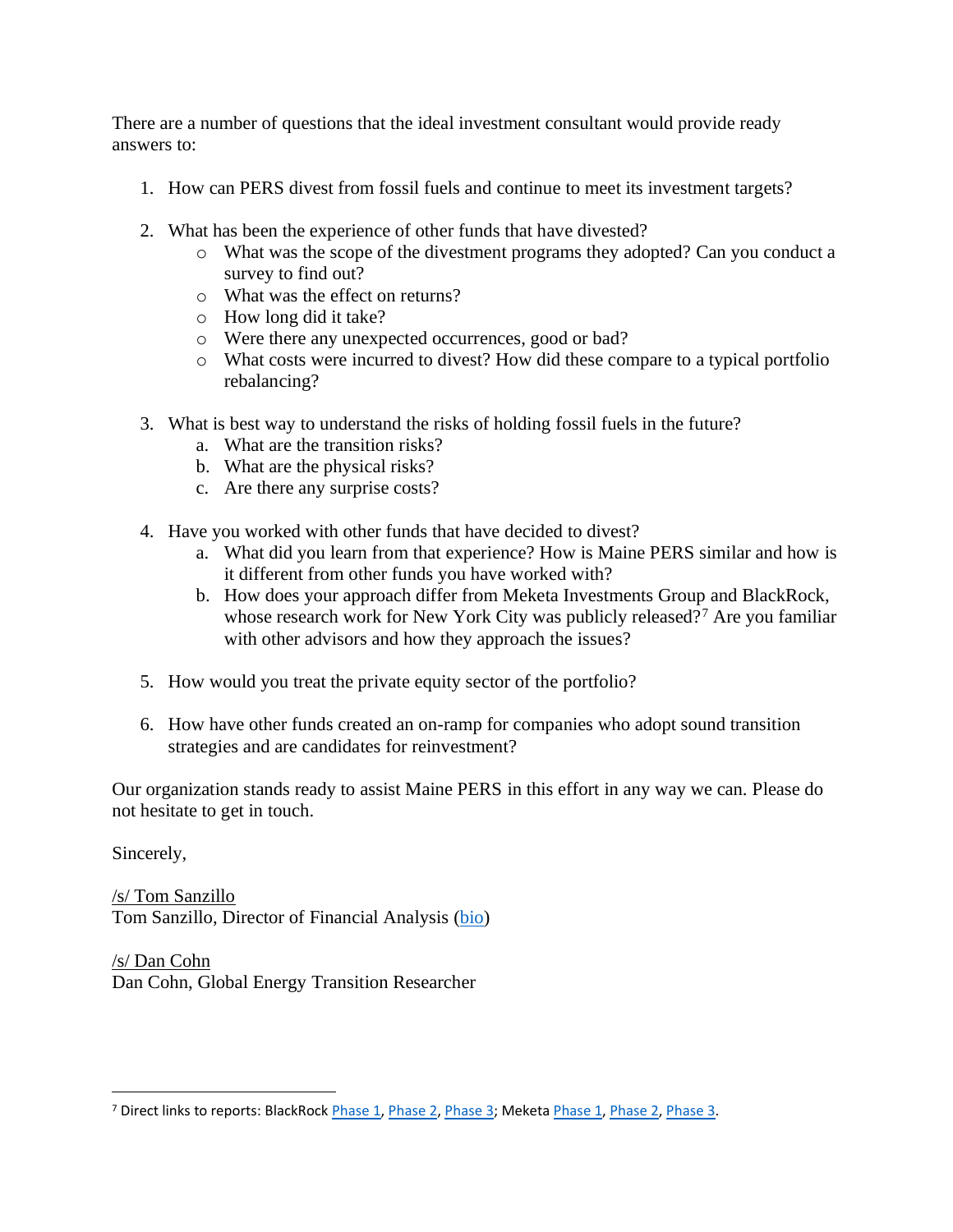There are a number of questions that the ideal investment consultant would provide ready answers to:

1. How can PERS divest from fossil fuels and continue to meet its investment targets?

2. What has been the experience of other funds that have divested?
    - What was the scope of the divestment programs they adopted? Can you conduct a survey to find out?
    - What was the effect on returns?
    - How long did it take?
    - Were there any unexpected occurrences, good or bad?
    - What costs were incurred to divest? How did these compare to a typical portfolio rebalancing?

3. What is best way to understand the risks of holding fossil fuels in the future?
    a. What are the transition risks?
    b. What are the physical risks?
    c. Are there any surprise costs?

4. Have you worked with other funds that have decided to divest?
    a. What did you learn from that experience? How is Maine PERS similar and how is it different from other funds you have worked with?
    b. How does your approach differ from Meketa Investments Group and BlackRock, whose research work for New York City was publicly released?[7] Are you familiar with other advisors and how they approach the issues?

5. How would you treat the private equity sector of the portfolio?

6. How have other funds created an on-ramp for companies who adopt sound transition strategies and are candidates for reinvestment?

Our organization stands ready to assist Maine PERS in this effort in any way we can. Please do not hesitate to get in touch.

Sincerely,

/s/ Tom Sanzillo
Tom Sanzillo, Director of Financial Analysis (bio)

/s/ Dan Cohn
Dan Cohn, Global Energy Transition Researcher

---

[7] Direct links to reports: BlackRock Phase 1, Phase 2, Phase 3; Meketa Phase 1, Phase 2, Phase 3.